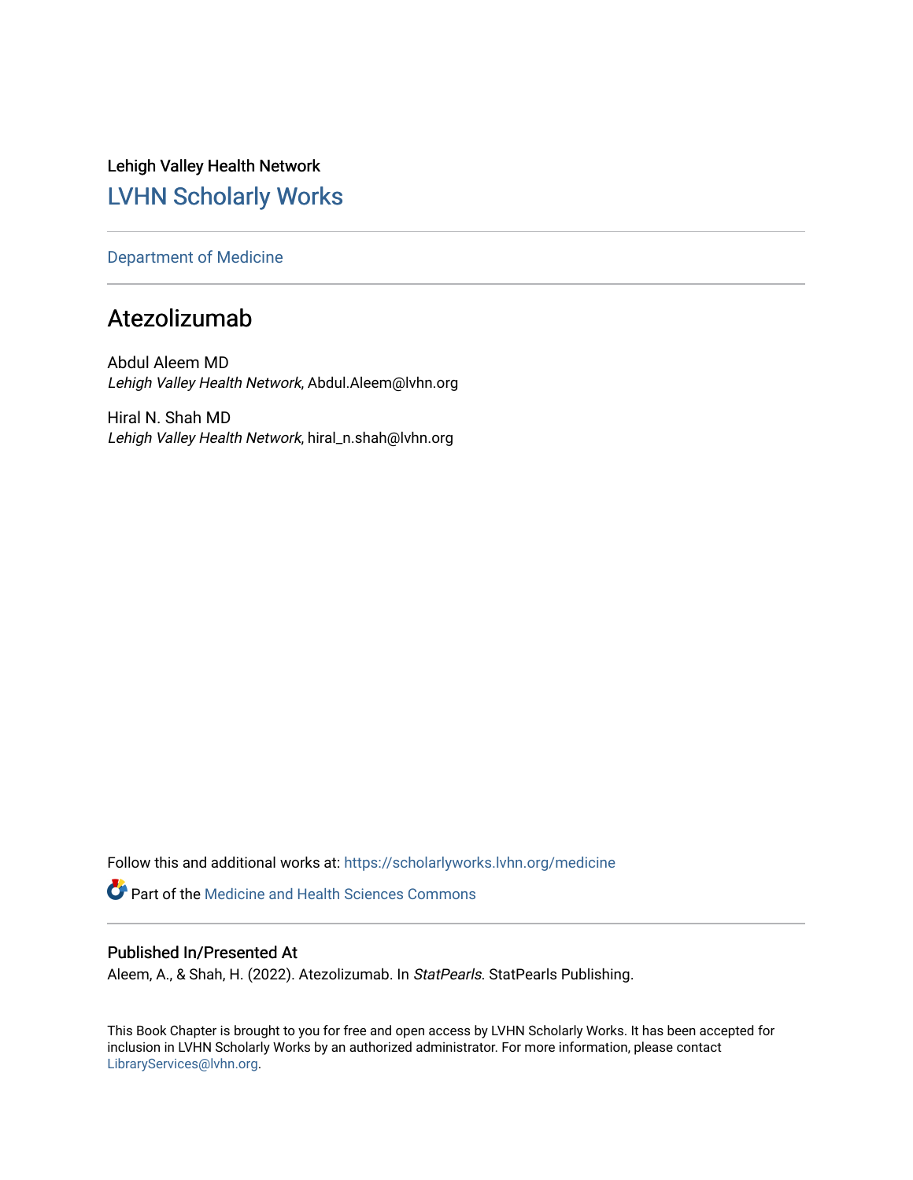Lehigh Valley Health Network

## LVHN Scholarly Works

Department of Medicine

# Atezolizumab

Abdul Aleem MD
*Lehigh Valley Health Network*, Abdul.Aleem@lvhn.org

Hiral N. Shah MD
*Lehigh Valley Health Network*, hiral_n.shah@lvhn.org

Follow this and additional works at: https://scholarlyworks.lvhn.org/medicine

Part of the Medicine and Health Sciences Commons

### Published In/Presented At

Aleem, A., & Shah, H. (2022). Atezolizumab. In *StatPearls*. StatPearls Publishing.

This Book Chapter is brought to you for free and open access by LVHN Scholarly Works. It has been accepted for inclusion in LVHN Scholarly Works by an authorized administrator. For more information, please contact LibraryServices@lvhn.org.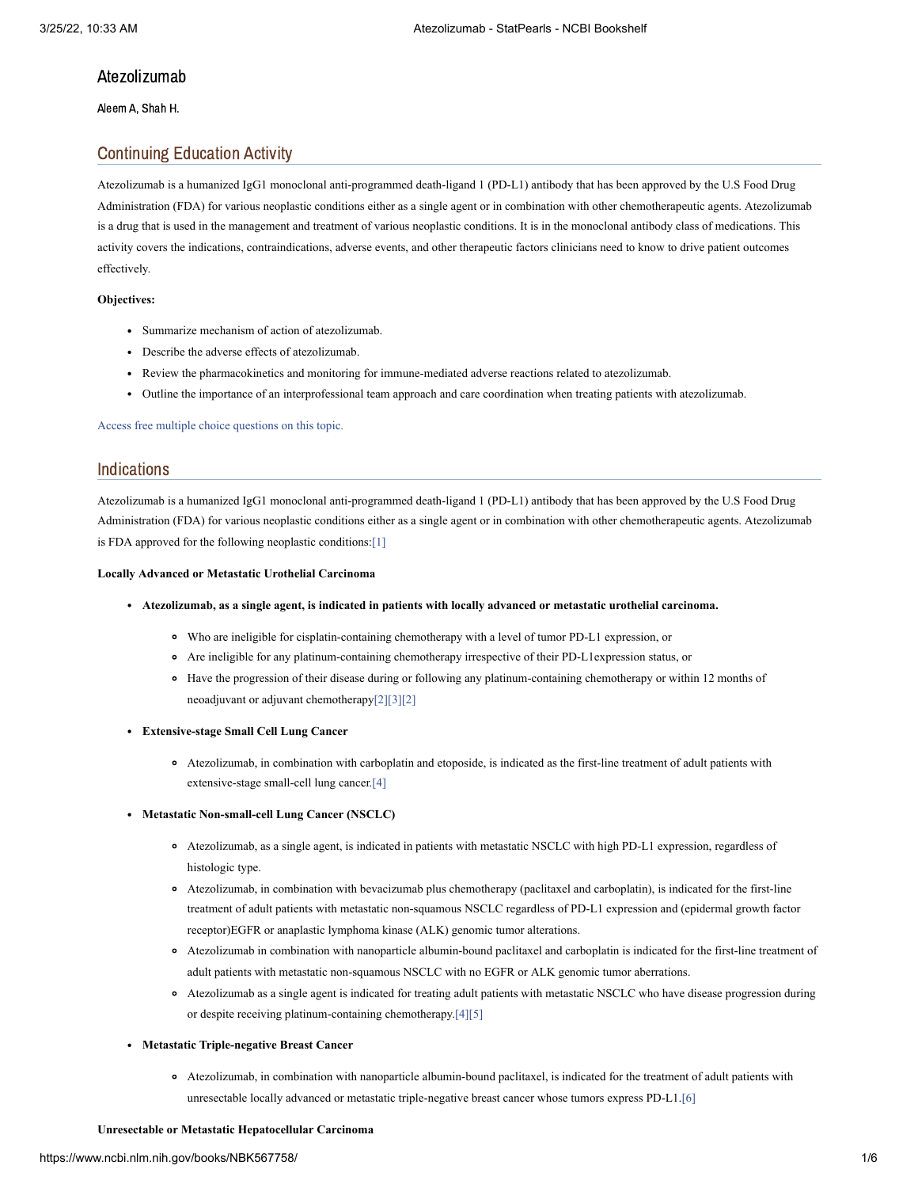# Atezolizumab

Aleem A, Shah H.

## Continuing Education Activity

Atezolizumab is a humanized IgG1 monoclonal anti-programmed death-ligand 1 (PD-L1) antibody that has been approved by the U.S Food Drug Administration (FDA) for various neoplastic conditions either as a single agent or in combination with other chemotherapeutic agents. Atezolizumab is a drug that is used in the management and treatment of various neoplastic conditions. It is in the monoclonal antibody class of medications. This activity covers the indications, contraindications, adverse events, and other therapeutic factors clinicians need to know to drive patient outcomes effectively.

**Objectives:**

- Summarize mechanism of action of atezolizumab.
- Describe the adverse effects of atezolizumab.
- Review the pharmacokinetics and monitoring for immune-mediated adverse reactions related to atezolizumab.
- Outline the importance of an interprofessional team approach and care coordination when treating patients with atezolizumab.

Access free multiple choice questions on this topic.

## Indications

Atezolizumab is a humanized IgG1 monoclonal anti-programmed death-ligand 1 (PD-L1) antibody that has been approved by the U.S Food Drug Administration (FDA) for various neoplastic conditions either as a single agent or in combination with other chemotherapeutic agents. Atezolizumab is FDA approved for the following neoplastic conditions:[1]

**Locally Advanced or Metastatic Urothelial Carcinoma**

- **Atezolizumab, as a single agent, is indicated in patients with locally advanced or metastatic urothelial carcinoma.**
  - Who are ineligible for cisplatin-containing chemotherapy with a level of tumor PD-L1 expression, or
  - Are ineligible for any platinum-containing chemotherapy irrespective of their PD-L1expression status, or
  - Have the progression of their disease during or following any platinum-containing chemotherapy or within 12 months of neoadjuvant or adjuvant chemotherapy[2][3][2]
- **Extensive-stage Small Cell Lung Cancer**
  - Atezolizumab, in combination with carboplatin and etoposide, is indicated as the first-line treatment of adult patients with extensive-stage small-cell lung cancer.[4]
- **Metastatic Non-small-cell Lung Cancer (NSCLC)**
  - Atezolizumab, as a single agent, is indicated in patients with metastatic NSCLC with high PD-L1 expression, regardless of histologic type.
  - Atezolizumab, in combination with bevacizumab plus chemotherapy (paclitaxel and carboplatin), is indicated for the first-line treatment of adult patients with metastatic non-squamous NSCLC regardless of PD-L1 expression and (epidermal growth factor receptor)EGFR or anaplastic lymphoma kinase (ALK) genomic tumor alterations.
  - Atezolizumab in combination with nanoparticle albumin-bound paclitaxel and carboplatin is indicated for the first-line treatment of adult patients with metastatic non-squamous NSCLC with no EGFR or ALK genomic tumor aberrations.
  - Atezolizumab as a single agent is indicated for treating adult patients with metastatic NSCLC who have disease progression during or despite receiving platinum-containing chemotherapy.[4][5]
- **Metastatic Triple-negative Breast Cancer**
  - Atezolizumab, in combination with nanoparticle albumin-bound paclitaxel, is indicated for the treatment of adult patients with unresectable locally advanced or metastatic triple-negative breast cancer whose tumors express PD-L1.[6]

**Unresectable or Metastatic Hepatocellular Carcinoma**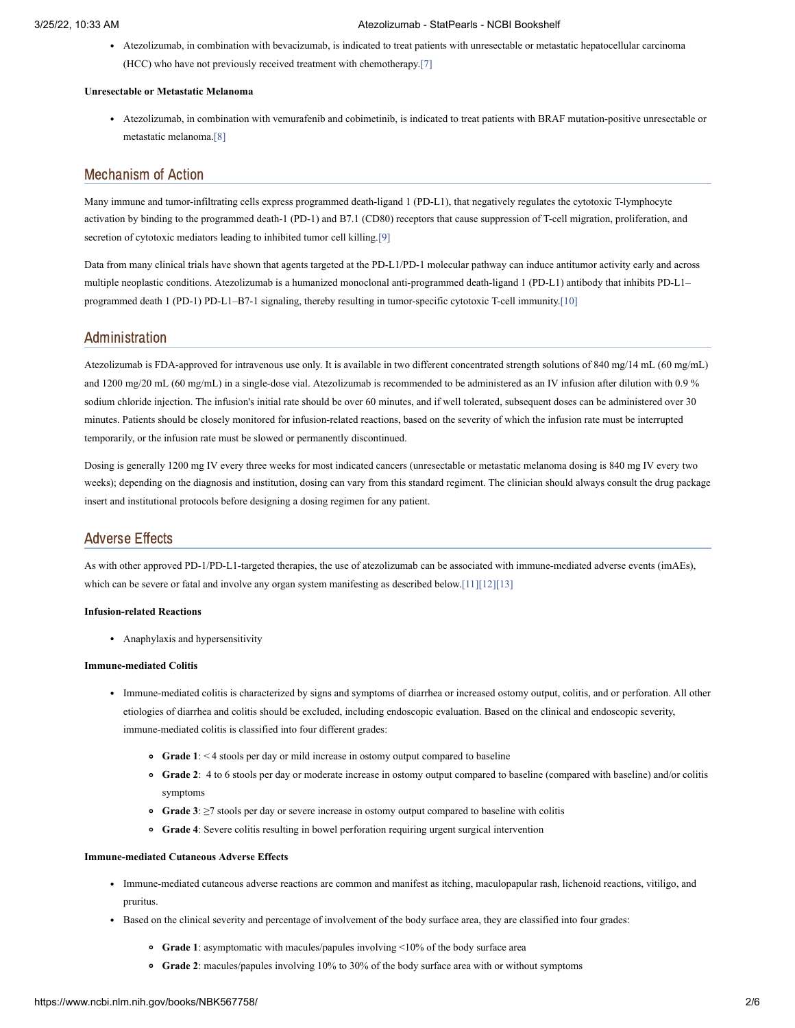- Atezolizumab, in combination with bevacizumab, is indicated to treat patients with unresectable or metastatic hepatocellular carcinoma (HCC) who have not previously received treatment with chemotherapy.[7]

**Unresectable or Metastatic Melanoma**

- Atezolizumab, in combination with vemurafenib and cobimetinib, is indicated to treat patients with BRAF mutation-positive unresectable or metastatic melanoma.[8]

## Mechanism of Action

Many immune and tumor-infiltrating cells express programmed death-ligand 1 (PD-L1), that negatively regulates the cytotoxic T-lymphocyte activation by binding to the programmed death-1 (PD-1) and B7.1 (CD80) receptors that cause suppression of T-cell migration, proliferation, and secretion of cytotoxic mediators leading to inhibited tumor cell killing.[9]

Data from many clinical trials have shown that agents targeted at the PD-L1/PD-1 molecular pathway can induce antitumor activity early and across multiple neoplastic conditions. Atezolizumab is a humanized monoclonal anti-programmed death-ligand 1 (PD-L1) antibody that inhibits PD-L1–programmed death 1 (PD-1) PD-L1–B7-1 signaling, thereby resulting in tumor-specific cytotoxic T-cell immunity.[10]

## Administration

Atezolizumab is FDA-approved for intravenous use only. It is available in two different concentrated strength solutions of 840 mg/14 mL (60 mg/mL) and 1200 mg/20 mL (60 mg/mL) in a single-dose vial. Atezolizumab is recommended to be administered as an IV infusion after dilution with 0.9 % sodium chloride injection. The infusion's initial rate should be over 60 minutes, and if well tolerated, subsequent doses can be administered over 30 minutes. Patients should be closely monitored for infusion-related reactions, based on the severity of which the infusion rate must be interrupted temporarily, or the infusion rate must be slowed or permanently discontinued.

Dosing is generally 1200 mg IV every three weeks for most indicated cancers (unresectable or metastatic melanoma dosing is 840 mg IV every two weeks); depending on the diagnosis and institution, dosing can vary from this standard regiment. The clinician should always consult the drug package insert and institutional protocols before designing a dosing regimen for any patient.

## Adverse Effects

As with other approved PD-1/PD-L1-targeted therapies, the use of atezolizumab can be associated with immune-mediated adverse events (imAEs), which can be severe or fatal and involve any organ system manifesting as described below.[11][12][13]

**Infusion-related Reactions**

- Anaphylaxis and hypersensitivity

**Immune-mediated Colitis**

- Immune-mediated colitis is characterized by signs and symptoms of diarrhea or increased ostomy output, colitis, and or perforation. All other etiologies of diarrhea and colitis should be excluded, including endoscopic evaluation. Based on the clinical and endoscopic severity, immune-mediated colitis is classified into four different grades:
  - **Grade 1**: < 4 stools per day or mild increase in ostomy output compared to baseline
  - **Grade 2**: 4 to 6 stools per day or moderate increase in ostomy output compared to baseline (compared with baseline) and/or colitis symptoms
  - **Grade 3**: ≥7 stools per day or severe increase in ostomy output compared to baseline with colitis
  - **Grade 4**: Severe colitis resulting in bowel perforation requiring urgent surgical intervention

**Immune-mediated Cutaneous Adverse Effects**

- Immune-mediated cutaneous adverse reactions are common and manifest as itching, maculopapular rash, lichenoid reactions, vitiligo, and pruritus.
- Based on the clinical severity and percentage of involvement of the body surface area, they are classified into four grades:
  - **Grade 1**: asymptomatic with macules/papules involving <10% of the body surface area
  - **Grade 2**: macules/papules involving 10% to 30% of the body surface area with or without symptoms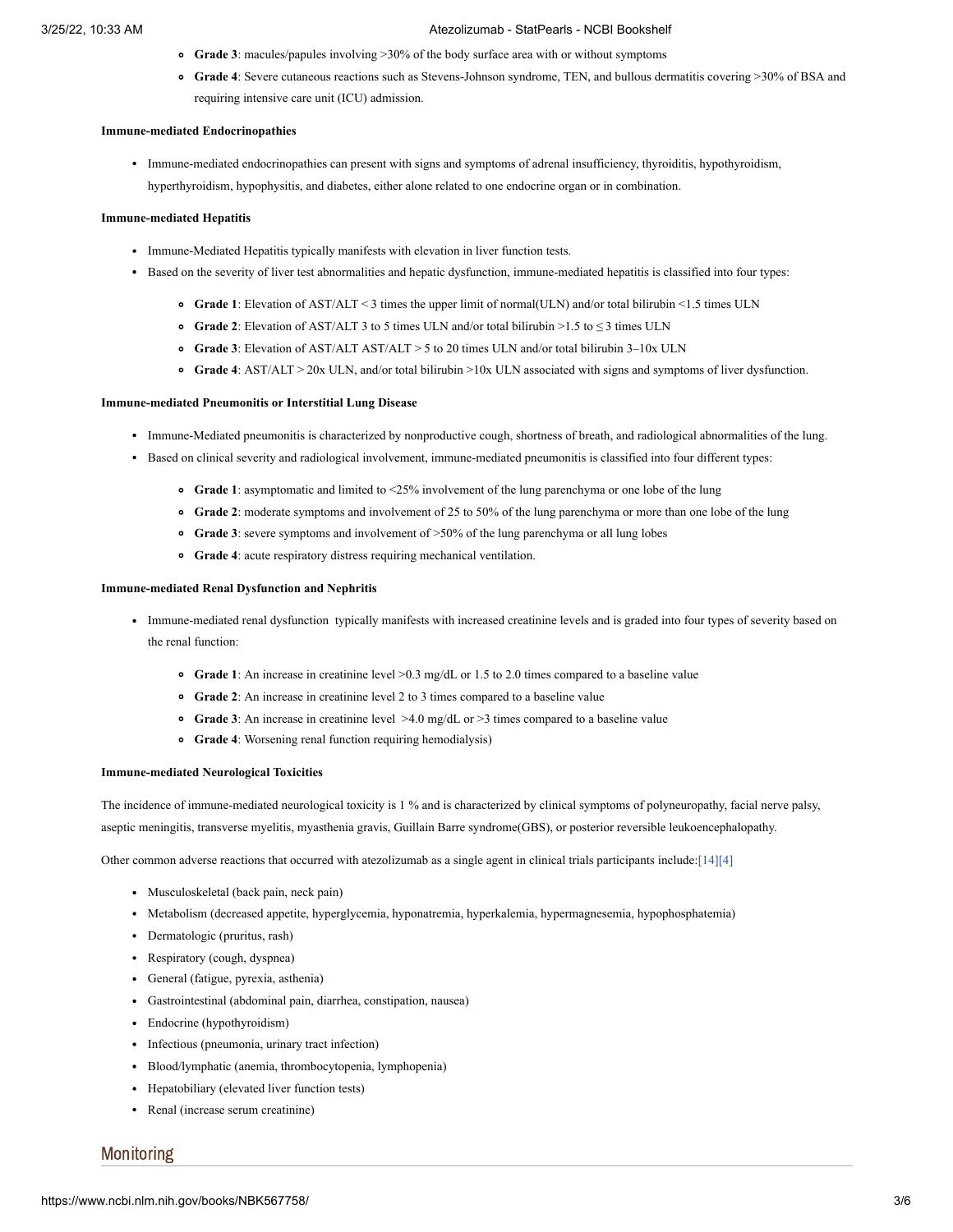- **Grade 3**: macules/papules involving >30% of the body surface area with or without symptoms
- **Grade 4**: Severe cutaneous reactions such as Stevens-Johnson syndrome, TEN, and bullous dermatitis covering >30% of BSA and requiring intensive care unit (ICU) admission.

**Immune-mediated Endocrinopathies**

- Immune-mediated endocrinopathies can present with signs and symptoms of adrenal insufficiency, thyroiditis, hypothyroidism, hyperthyroidism, hypophysitis, and diabetes, either alone related to one endocrine organ or in combination.

**Immune-mediated Hepatitis**

- Immune-Mediated Hepatitis typically manifests with elevation in liver function tests.
- Based on the severity of liver test abnormalities and hepatic dysfunction, immune-mediated hepatitis is classified into four types:
  - **Grade 1**: Elevation of AST/ALT < 3 times the upper limit of normal(ULN) and/or total bilirubin <1.5 times ULN
  - **Grade 2**: Elevation of AST/ALT 3 to 5 times ULN and/or total bilirubin >1.5 to ≤ 3 times ULN
  - **Grade 3**: Elevation of AST/ALT AST/ALT > 5 to 20 times ULN and/or total bilirubin 3–10x ULN
  - **Grade 4**: AST/ALT > 20x ULN, and/or total bilirubin >10x ULN associated with signs and symptoms of liver dysfunction.

**Immune-mediated Pneumonitis or Interstitial Lung Disease**

- Immune-Mediated pneumonitis is characterized by nonproductive cough, shortness of breath, and radiological abnormalities of the lung.
- Based on clinical severity and radiological involvement, immune-mediated pneumonitis is classified into four different types:
  - **Grade 1**: asymptomatic and limited to <25% involvement of the lung parenchyma or one lobe of the lung
  - **Grade 2**: moderate symptoms and involvement of 25 to 50% of the lung parenchyma or more than one lobe of the lung
  - **Grade 3**: severe symptoms and involvement of >50% of the lung parenchyma or all lung lobes
  - **Grade 4**: acute respiratory distress requiring mechanical ventilation.

**Immune-mediated Renal Dysfunction and Nephritis**

- Immune-mediated renal dysfunction typically manifests with increased creatinine levels and is graded into four types of severity based on the renal function:
  - **Grade 1**: An increase in creatinine level >0.3 mg/dL or 1.5 to 2.0 times compared to a baseline value
  - **Grade 2**: An increase in creatinine level 2 to 3 times compared to a baseline value
  - **Grade 3**: An increase in creatinine level >4.0 mg/dL or >3 times compared to a baseline value
  - **Grade 4**: Worsening renal function requiring hemodialysis)

**Immune-mediated Neurological Toxicities**

The incidence of immune-mediated neurological toxicity is 1 % and is characterized by clinical symptoms of polyneuropathy, facial nerve palsy, aseptic meningitis, transverse myelitis, myasthenia gravis, Guillain Barre syndrome(GBS), or posterior reversible leukoencephalopathy.

Other common adverse reactions that occurred with atezolizumab as a single agent in clinical trials participants include:[14][4]

- Musculoskeletal (back pain, neck pain)
- Metabolism (decreased appetite, hyperglycemia, hyponatremia, hyperkalemia, hypermagnesemia, hypophosphatemia)
- Dermatologic (pruritus, rash)
- Respiratory (cough, dyspnea)
- General (fatigue, pyrexia, asthenia)
- Gastrointestinal (abdominal pain, diarrhea, constipation, nausea)
- Endocrine (hypothyroidism)
- Infectious (pneumonia, urinary tract infection)
- Blood/lymphatic (anemia, thrombocytopenia, lymphopenia)
- Hepatobiliary (elevated liver function tests)
- Renal (increase serum creatinine)

## Monitoring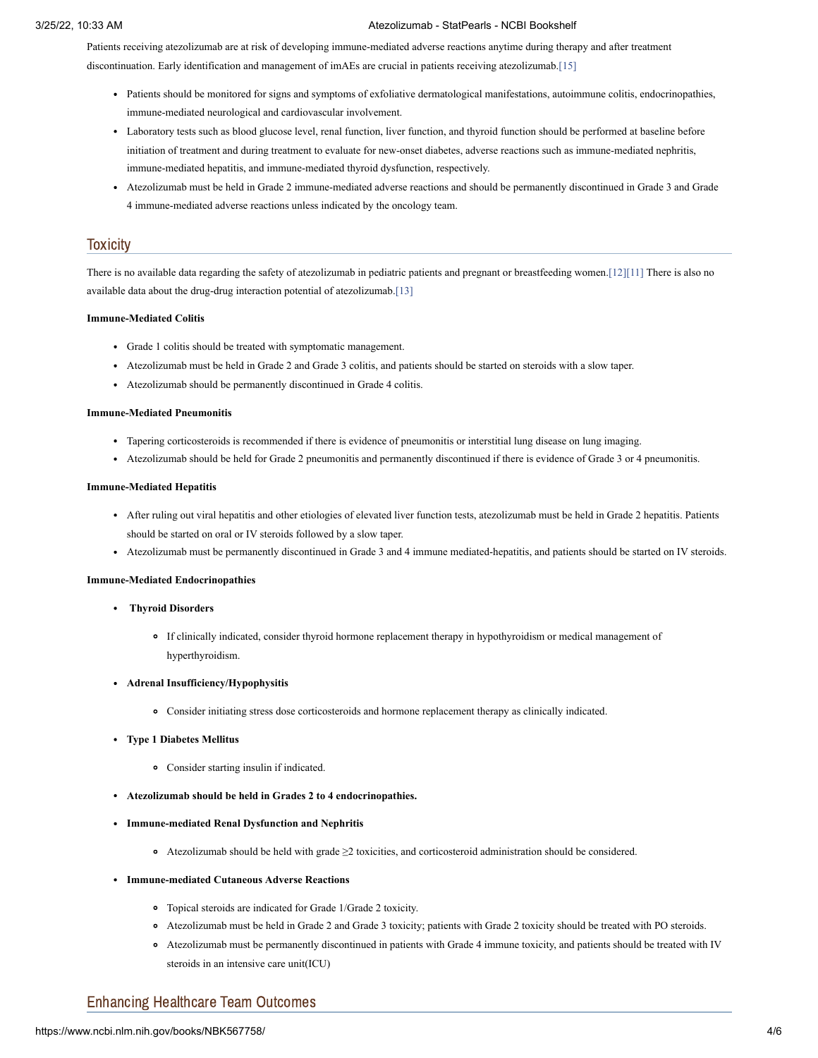Patients receiving atezolizumab are at risk of developing immune-mediated adverse reactions anytime during therapy and after treatment discontinuation. Early identification and management of imAEs are crucial in patients receiving atezolizumab.[15]

- Patients should be monitored for signs and symptoms of exfoliative dermatological manifestations, autoimmune colitis, endocrinopathies, immune-mediated neurological and cardiovascular involvement.
- Laboratory tests such as blood glucose level, renal function, liver function, and thyroid function should be performed at baseline before initiation of treatment and during treatment to evaluate for new-onset diabetes, adverse reactions such as immune-mediated nephritis, immune-mediated hepatitis, and immune-mediated thyroid dysfunction, respectively.
- Atezolizumab must be held in Grade 2 immune-mediated adverse reactions and should be permanently discontinued in Grade 3 and Grade 4 immune-mediated adverse reactions unless indicated by the oncology team.

## Toxicity

There is no available data regarding the safety of atezolizumab in pediatric patients and pregnant or breastfeeding women.[12][11] There is also no available data about the drug-drug interaction potential of atezolizumab.[13]

**Immune-Mediated Colitis**

- Grade 1 colitis should be treated with symptomatic management.
- Atezolizumab must be held in Grade 2 and Grade 3 colitis, and patients should be started on steroids with a slow taper.
- Atezolizumab should be permanently discontinued in Grade 4 colitis.

**Immune-Mediated Pneumonitis**

- Tapering corticosteroids is recommended if there is evidence of pneumonitis or interstitial lung disease on lung imaging.
- Atezolizumab should be held for Grade 2 pneumonitis and permanently discontinued if there is evidence of Grade 3 or 4 pneumonitis.

**Immune-Mediated Hepatitis**

- After ruling out viral hepatitis and other etiologies of elevated liver function tests, atezolizumab must be held in Grade 2 hepatitis. Patients should be started on oral or IV steroids followed by a slow taper.
- Atezolizumab must be permanently discontinued in Grade 3 and 4 immune mediated-hepatitis, and patients should be started on IV steroids.

**Immune-Mediated Endocrinopathies**

- **Thyroid Disorders**
  - If clinically indicated, consider thyroid hormone replacement therapy in hypothyroidism or medical management of hyperthyroidism.
- **Adrenal Insufficiency/Hypophysitis**
  - Consider initiating stress dose corticosteroids and hormone replacement therapy as clinically indicated.
- **Type 1 Diabetes Mellitus**
  - Consider starting insulin if indicated.
- **Atezolizumab should be held in Grades 2 to 4 endocrinopathies.**
- **Immune-mediated Renal Dysfunction and Nephritis**
  - Atezolizumab should be held with grade ≥2 toxicities, and corticosteroid administration should be considered.
- **Immune-mediated Cutaneous Adverse Reactions**
  - Topical steroids are indicated for Grade 1/Grade 2 toxicity.
  - Atezolizumab must be held in Grade 2 and Grade 3 toxicity; patients with Grade 2 toxicity should be treated with PO steroids.
  - Atezolizumab must be permanently discontinued in patients with Grade 4 immune toxicity, and patients should be treated with IV steroids in an intensive care unit(ICU)

## Enhancing Healthcare Team Outcomes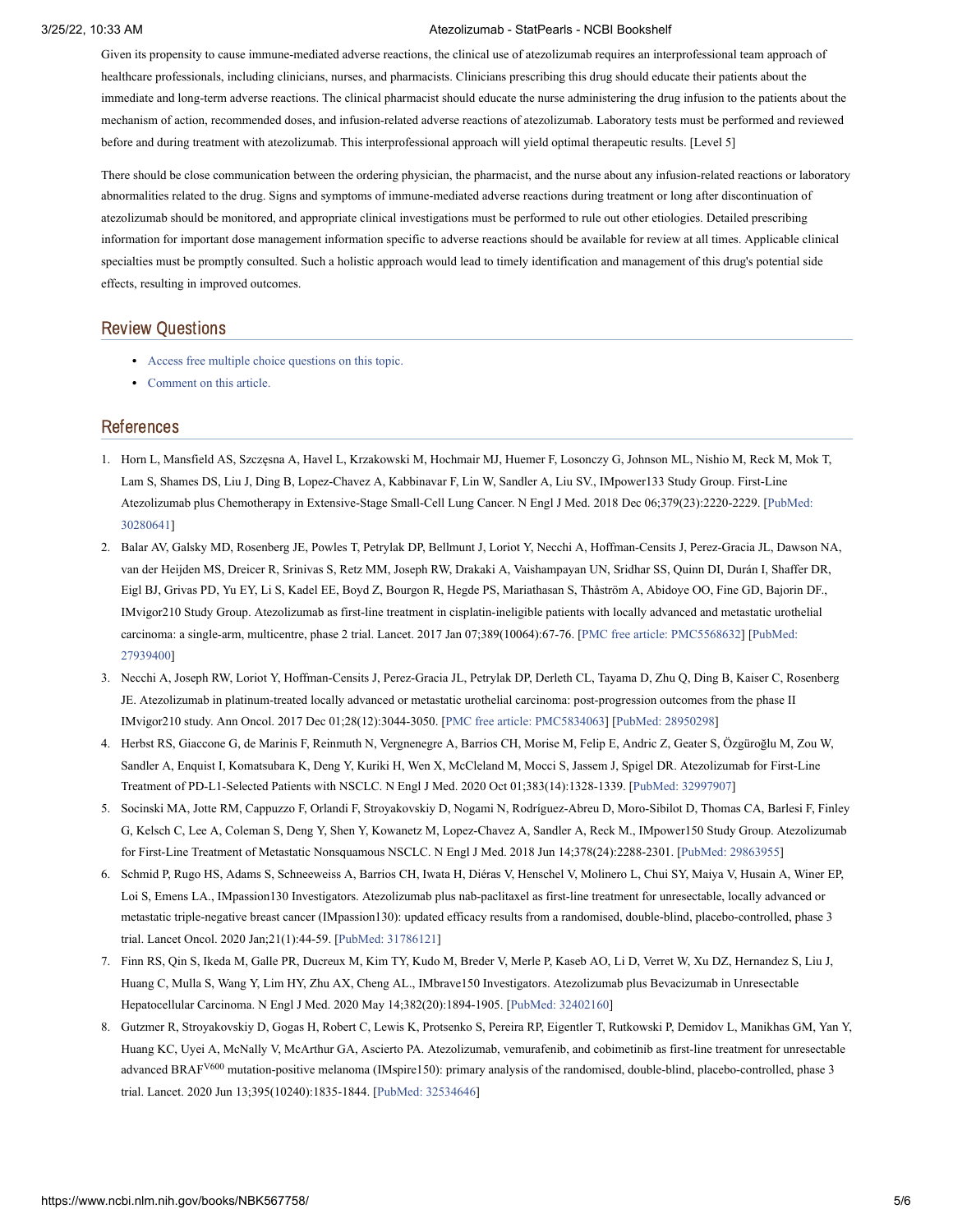Given its propensity to cause immune-mediated adverse reactions, the clinical use of atezolizumab requires an interprofessional team approach of healthcare professionals, including clinicians, nurses, and pharmacists. Clinicians prescribing this drug should educate their patients about the immediate and long-term adverse reactions. The clinical pharmacist should educate the nurse administering the drug infusion to the patients about the mechanism of action, recommended doses, and infusion-related adverse reactions of atezolizumab. Laboratory tests must be performed and reviewed before and during treatment with atezolizumab. This interprofessional approach will yield optimal therapeutic results. [Level 5]

There should be close communication between the ordering physician, the pharmacist, and the nurse about any infusion-related reactions or laboratory abnormalities related to the drug. Signs and symptoms of immune-mediated adverse reactions during treatment or long after discontinuation of atezolizumab should be monitored, and appropriate clinical investigations must be performed to rule out other etiologies. Detailed prescribing information for important dose management information specific to adverse reactions should be available for review at all times. Applicable clinical specialties must be promptly consulted. Such a holistic approach would lead to timely identification and management of this drug's potential side effects, resulting in improved outcomes.

## Review Questions

- Access free multiple choice questions on this topic.
- Comment on this article.

## References

1. Horn L, Mansfield AS, Szczęsna A, Havel L, Krzakowski M, Hochmair MJ, Huemer F, Losonczy G, Johnson ML, Nishio M, Reck M, Mok T, Lam S, Shames DS, Liu J, Ding B, Lopez-Chavez A, Kabbinavar F, Lin W, Sandler A, Liu SV., IMpower133 Study Group. First-Line Atezolizumab plus Chemotherapy in Extensive-Stage Small-Cell Lung Cancer. N Engl J Med. 2018 Dec 06;379(23):2220-2229. [PubMed: 30280641]
2. Balar AV, Galsky MD, Rosenberg JE, Powles T, Petrylak DP, Bellmunt J, Loriot Y, Necchi A, Hoffman-Censits J, Perez-Gracia JL, Dawson NA, van der Heijden MS, Dreicer R, Srinivas S, Retz MM, Joseph RW, Drakaki A, Vaishampayan UN, Sridhar SS, Quinn DI, Durán I, Shaffer DR, Eigl BJ, Grivas PD, Yu EY, Li S, Kadel EE, Boyd Z, Bourgon R, Hegde PS, Mariathasan S, Thåström A, Abidoye OO, Fine GD, Bajorin DF., IMvigor210 Study Group. Atezolizumab as first-line treatment in cisplatin-ineligible patients with locally advanced and metastatic urothelial carcinoma: a single-arm, multicentre, phase 2 trial. Lancet. 2017 Jan 07;389(10064):67-76. [PMC free article: PMC5568632] [PubMed: 27939400]
3. Necchi A, Joseph RW, Loriot Y, Hoffman-Censits J, Perez-Gracia JL, Petrylak DP, Derleth CL, Tayama D, Zhu Q, Ding B, Kaiser C, Rosenberg JE. Atezolizumab in platinum-treated locally advanced or metastatic urothelial carcinoma: post-progression outcomes from the phase II IMvigor210 study. Ann Oncol. 2017 Dec 01;28(12):3044-3050. [PMC free article: PMC5834063] [PubMed: 28950298]
4. Herbst RS, Giaccone G, de Marinis F, Reinmuth N, Vergnenegre A, Barrios CH, Morise M, Felip E, Andric Z, Geater S, Özgüroğlu M, Zou W, Sandler A, Enquist I, Komatsubara K, Deng Y, Kuriki H, Wen X, McCleland M, Mocci S, Jassem J, Spigel DR. Atezolizumab for First-Line Treatment of PD-L1-Selected Patients with NSCLC. N Engl J Med. 2020 Oct 01;383(14):1328-1339. [PubMed: 32997907]
5. Socinski MA, Jotte RM, Cappuzzo F, Orlandi F, Stroyakovskiy D, Nogami N, Rodríguez-Abreu D, Moro-Sibilot D, Thomas CA, Barlesi F, Finley G, Kelsch C, Lee A, Coleman S, Deng Y, Shen Y, Kowanetz M, Lopez-Chavez A, Sandler A, Reck M., IMpower150 Study Group. Atezolizumab for First-Line Treatment of Metastatic Nonsquamous NSCLC. N Engl J Med. 2018 Jun 14;378(24):2288-2301. [PubMed: 29863955]
6. Schmid P, Rugo HS, Adams S, Schneeweiss A, Barrios CH, Iwata H, Diéras V, Henschel V, Molinero L, Chui SY, Maiya V, Husain A, Winer EP, Loi S, Emens LA., IMpassion130 Investigators. Atezolizumab plus nab-paclitaxel as first-line treatment for unresectable, locally advanced or metastatic triple-negative breast cancer (IMpassion130): updated efficacy results from a randomised, double-blind, placebo-controlled, phase 3 trial. Lancet Oncol. 2020 Jan;21(1):44-59. [PubMed: 31786121]
7. Finn RS, Qin S, Ikeda M, Galle PR, Ducreux M, Kim TY, Kudo M, Breder V, Merle P, Kaseb AO, Li D, Verret W, Xu DZ, Hernandez S, Liu J, Huang C, Mulla S, Wang Y, Lim HY, Zhu AX, Cheng AL., IMbrave150 Investigators. Atezolizumab plus Bevacizumab in Unresectable Hepatocellular Carcinoma. N Engl J Med. 2020 May 14;382(20):1894-1905. [PubMed: 32402160]
8. Gutzmer R, Stroyakovskiy D, Gogas H, Robert C, Lewis K, Protsenko S, Pereira RP, Eigentler T, Rutkowski P, Demidov L, Manikhas GM, Yan Y, Huang KC, Uyei A, McNally V, McArthur GA, Ascierto PA. Atezolizumab, vemurafenib, and cobimetinib as first-line treatment for unresectable advanced BRAF$^{V600}$ mutation-positive melanoma (IMspire150): primary analysis of the randomised, double-blind, placebo-controlled, phase 3 trial. Lancet. 2020 Jun 13;395(10240):1835-1844. [PubMed: 32534646]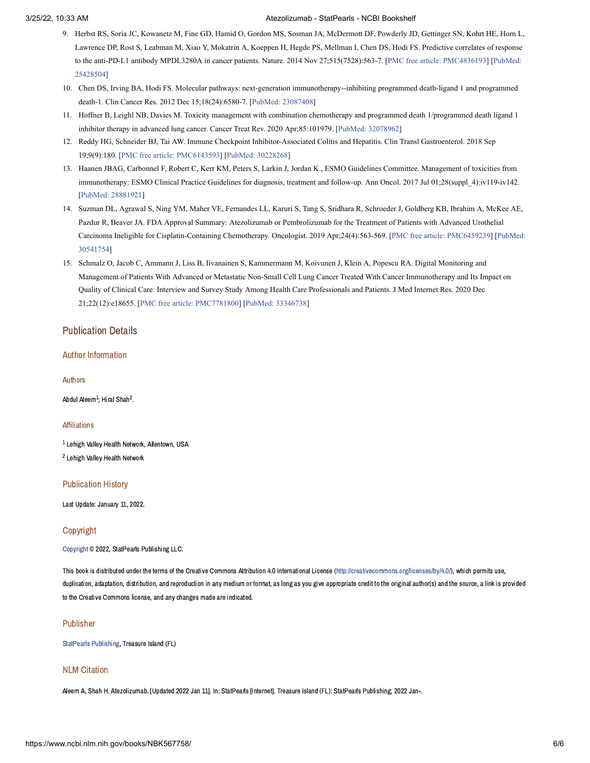9. Herbst RS, Soria JC, Kowanetz M, Fine GD, Hamid O, Gordon MS, Sosman JA, McDermott DF, Powderly JD, Gettinger SN, Kohrt HE, Horn L, Lawrence DP, Rost S, Leabman M, Xiao Y, Mokatrin A, Koeppen H, Hegde PS, Mellman I, Chen DS, Hodi FS. Predictive correlates of response to the anti-PD-L1 antibody MPDL3280A in cancer patients. Nature. 2014 Nov 27;515(7528):563-7. [PMC free article: PMC4836193] [PubMed: 25428504]
10. Chen DS, Irving BA, Hodi FS. Molecular pathways: next-generation immunotherapy--inhibiting programmed death-ligand 1 and programmed death-1. Clin Cancer Res. 2012 Dec 15;18(24):6580-7. [PubMed: 23087408]
11. Hoffner B, Leighl NB, Davies M. Toxicity management with combination chemotherapy and programmed death 1/programmed death ligand 1 inhibitor therapy in advanced lung cancer. Cancer Treat Rev. 2020 Apr;85:101979. [PubMed: 32078962]
12. Reddy HG, Schneider BJ, Tai AW. Immune Checkpoint Inhibitor-Associated Colitis and Hepatitis. Clin Transl Gastroenterol. 2018 Sep 19;9(9):180. [PMC free article: PMC6143593] [PubMed: 30228268]
13. Haanen JBAG, Carbonnel F, Robert C, Kerr KM, Peters S, Larkin J, Jordan K., ESMO Guidelines Committee. Management of toxicities from immunotherapy: ESMO Clinical Practice Guidelines for diagnosis, treatment and follow-up. Ann Oncol. 2017 Jul 01;28(suppl_4):iv119-iv142. [PubMed: 28881921]
14. Suzman DL, Agrawal S, Ning YM, Maher VE, Fernandes LL, Karuri S, Tang S, Sridhara R, Schroeder J, Goldberg KB, Ibrahim A, McKee AE, Pazdur R, Beaver JA. FDA Approval Summary: Atezolizumab or Pembrolizumab for the Treatment of Patients with Advanced Urothelial Carcinoma Ineligible for Cisplatin-Containing Chemotherapy. Oncologist. 2019 Apr;24(4):563-569. [PMC free article: PMC6459239] [PubMed: 30541754]
15. Schmalz O, Jacob C, Ammann J, Liss B, Iivanainen S, Kammermann M, Koivunen J, Klein A, Popescu RA. Digital Monitoring and Management of Patients With Advanced or Metastatic Non-Small Cell Lung Cancer Treated With Cancer Immunotherapy and Its Impact on Quality of Clinical Care: Interview and Survey Study Among Health Care Professionals and Patients. J Med Internet Res. 2020 Dec 21;22(12):e18655. [PMC free article: PMC7781800] [PubMed: 33346738]

## Publication Details

### Author Information

#### Authors

Abdul Aleem[1]; Hiral Shah[2].

#### Affiliations

[1] Lehigh Valley Health Network, Allentown, USA

[2] Lehigh Valley Health Network

### Publication History

Last Update: January 11, 2022.

### Copyright

Copyright © 2022, StatPearls Publishing LLC.

This book is distributed under the terms of the Creative Commons Attribution 4.0 International License (http://creativecommons.org/licenses/by/4.0/), which permits use, duplication, adaptation, distribution, and reproduction in any medium or format, as long as you give appropriate credit to the original author(s) and the source, a link is provided to the Creative Commons license, and any changes made are indicated.

### Publisher

StatPearls Publishing, Treasure Island (FL)

### NLM Citation

Aleem A, Shah H. Atezolizumab. [Updated 2022 Jan 11]. In: StatPearls [Internet]. Treasure Island (FL): StatPearls Publishing; 2022 Jan-.